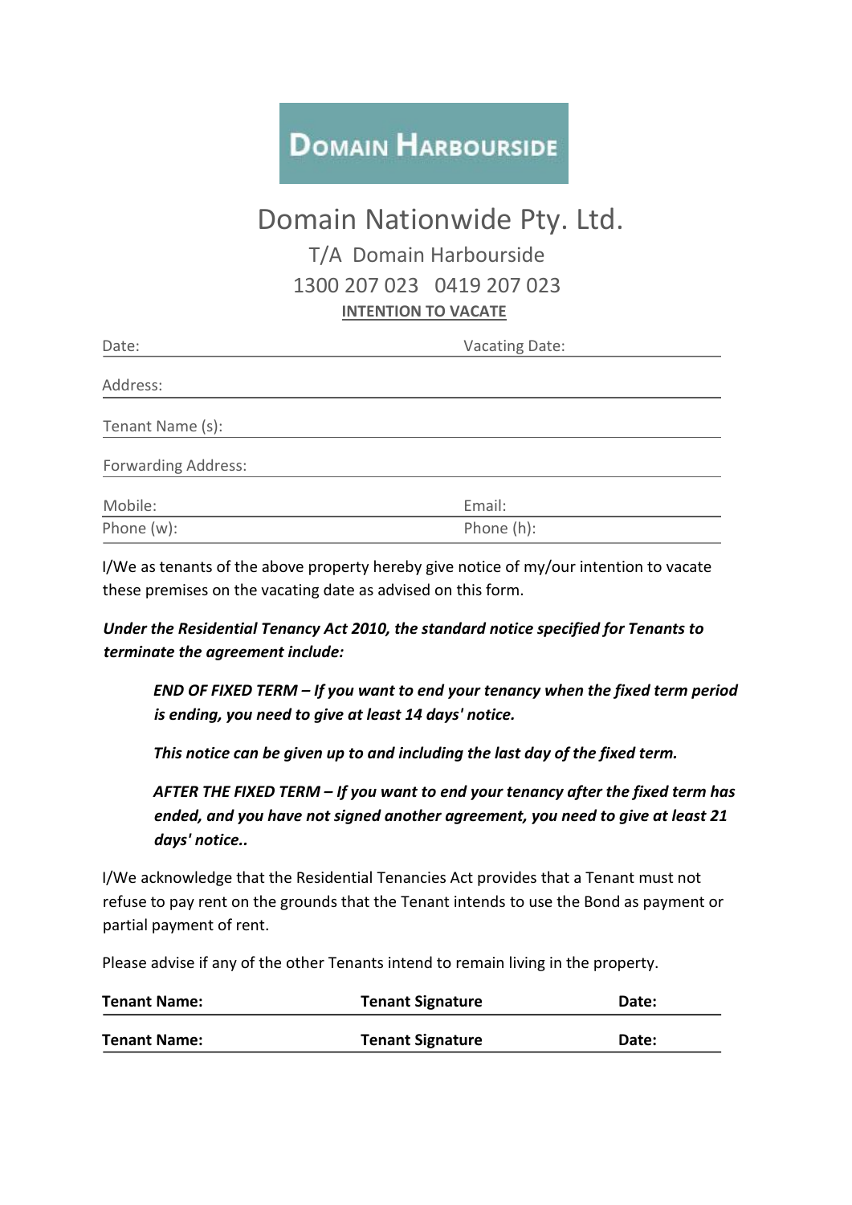**DOMAIN HARBOURSIDE**

# Domain Nationwide Pty. Ltd.

T/A Domain Harbourside

1300 207 023 0419 207 023

**INTENTION TO VACATE**

| Date: | Vacating Date: |
|---|---|
| Address: | |
| Tenant Name (s): | |
| Forwarding Address: | |
| Mobile: | Email: |
| Phone (w): | Phone (h): |

I/We as tenants of the above property hereby give notice of my/our intention to vacate these premises on the vacating date as advised on this form.

***Under the Residential Tenancy Act 2010, the standard notice specified for Tenants to terminate the agreement include:***

> ***END OF FIXED TERM – If you want to end your tenancy when the fixed term period is ending, you need to give at least 14 days' notice.***
>
> ***This notice can be given up to and including the last day of the fixed term.***
>
> ***AFTER THE FIXED TERM – If you want to end your tenancy after the fixed term has ended, and you have not signed another agreement, you need to give at least 21 days' notice..***

I/We acknowledge that the Residential Tenancies Act provides that a Tenant must not refuse to pay rent on the grounds that the Tenant intends to use the Bond as payment or partial payment of rent.

Please advise if any of the other Tenants intend to remain living in the property.

| **Tenant Name:** | **Tenant Signature** | **Date:** |
|---|---|---|
| **Tenant Name:** | **Tenant Signature** | **Date:** |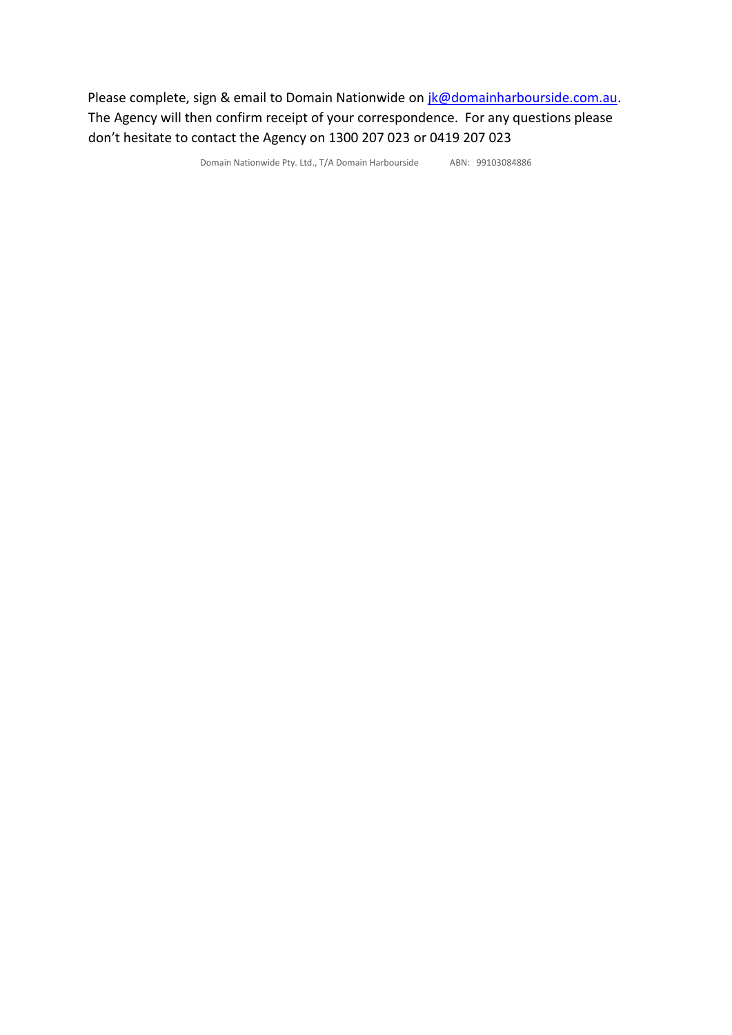Please complete, sign & email to Domain Nationwide on [jk@domainharbourside.com.au](mailto:jk@domainharbourside.com.au). The Agency will then confirm receipt of your correspondence. For any questions please don't hesitate to contact the Agency on 1300 207 023 or 0419 207 023

Domain Nationwide Pty. Ltd., T/A Domain Harbourside ABN: 99103084886